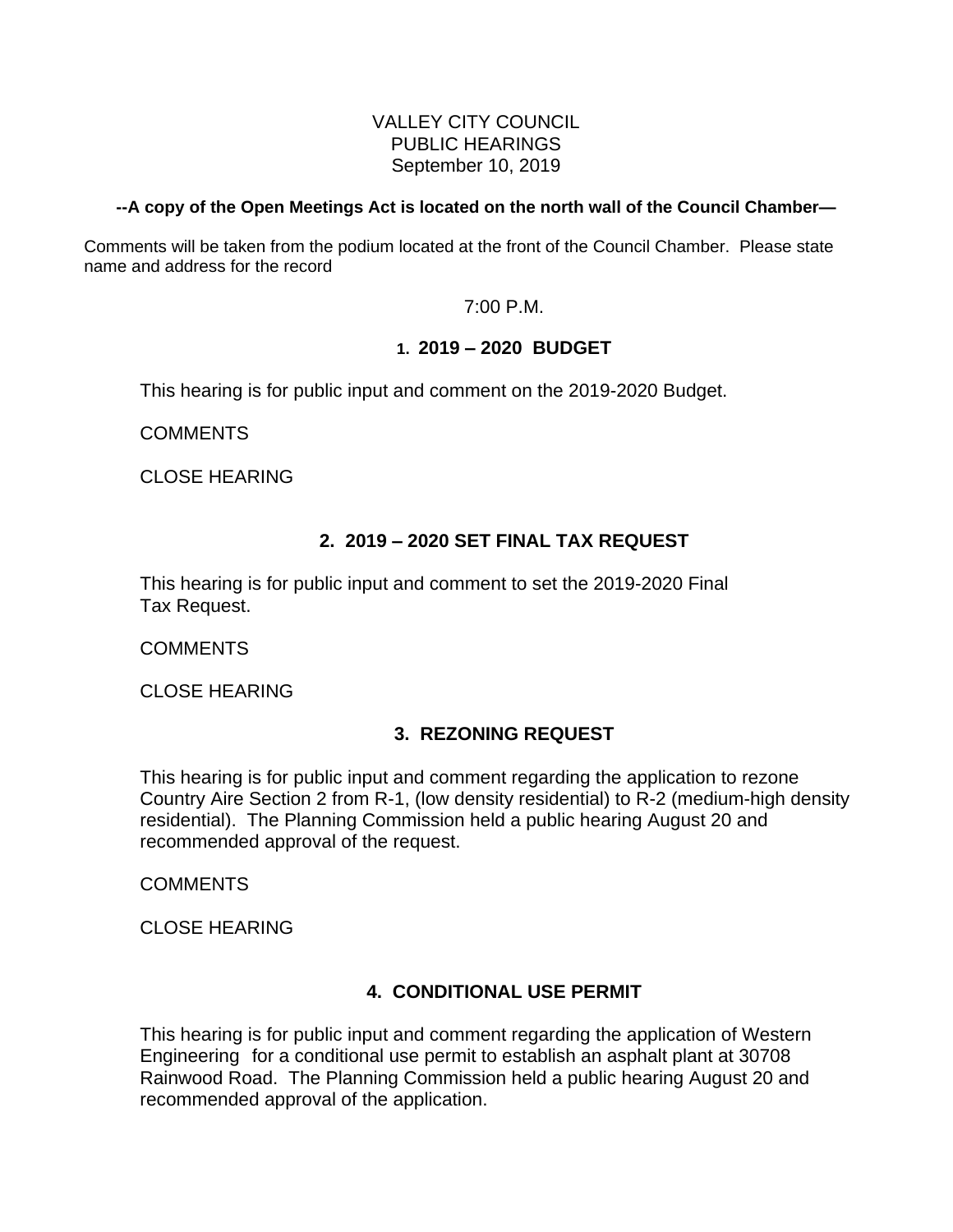VALLEY CITY COUNCIL
PUBLIC HEARINGS
September 10, 2019

**--A copy of the Open Meetings Act is located on the north wall of the Council Chamber—**

Comments will be taken from the podium located at the front of the Council Chamber. Please state name and address for the record

7:00 P.M.

## 1. 2019 – 2020 BUDGET

This hearing is for public input and comment on the 2019-2020 Budget.

COMMENTS

CLOSE HEARING

## 2. 2019 – 2020 SET FINAL TAX REQUEST

This hearing is for public input and comment to set the 2019-2020 Final Tax Request.

COMMENTS

CLOSE HEARING

## 3. REZONING REQUEST

This hearing is for public input and comment regarding the application to rezone Country Aire Section 2 from R-1, (low density residential) to R-2 (medium-high density residential). The Planning Commission held a public hearing August 20 and recommended approval of the request.

COMMENTS

CLOSE HEARING

## 4. CONDITIONAL USE PERMIT

This hearing is for public input and comment regarding the application of Western Engineering for a conditional use permit to establish an asphalt plant at 30708 Rainwood Road. The Planning Commission held a public hearing August 20 and recommended approval of the application.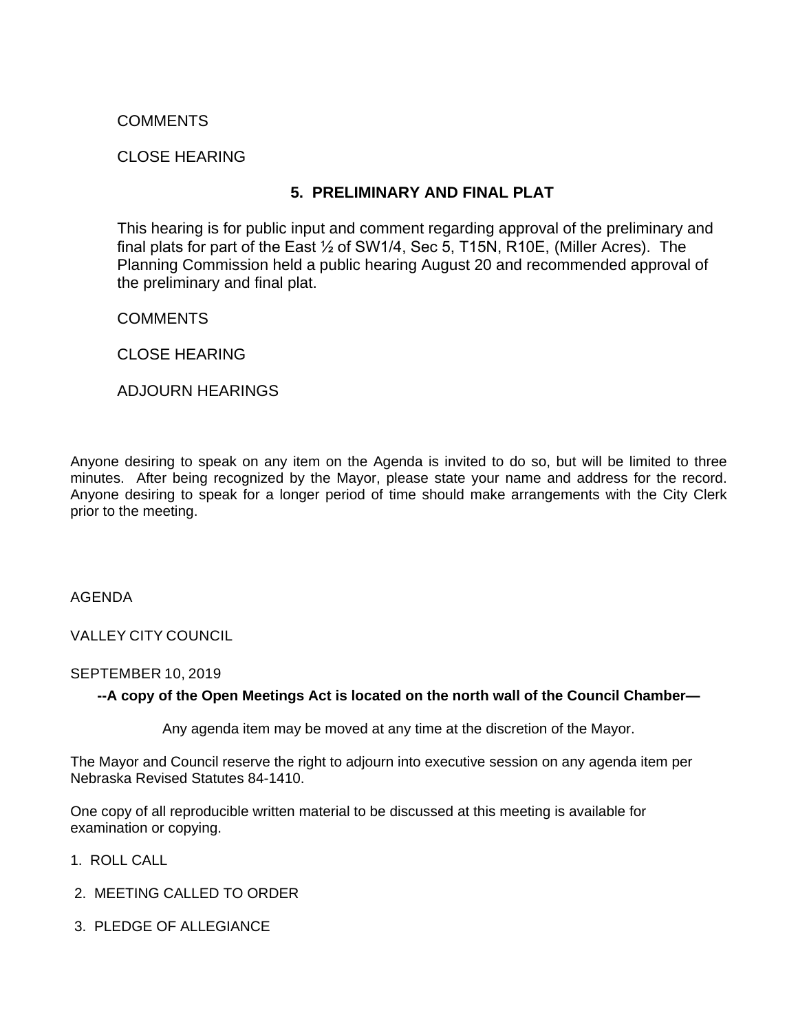COMMENTS

CLOSE HEARING

## 5. PRELIMINARY AND FINAL PLAT

This hearing is for public input and comment regarding approval of the preliminary and final plats for part of the East ½ of SW1/4, Sec 5, T15N, R10E, (Miller Acres). The Planning Commission held a public hearing August 20 and recommended approval of the preliminary and final plat.

COMMENTS

CLOSE HEARING

ADJOURN HEARINGS

Anyone desiring to speak on any item on the Agenda is invited to do so, but will be limited to three minutes. After being recognized by the Mayor, please state your name and address for the record. Anyone desiring to speak for a longer period of time should make arrangements with the City Clerk prior to the meeting.

AGENDA

VALLEY CITY COUNCIL

SEPTEMBER 10, 2019

**--A copy of the Open Meetings Act is located on the north wall of the Council Chamber—**

Any agenda item may be moved at any time at the discretion of the Mayor.

The Mayor and Council reserve the right to adjourn into executive session on any agenda item per Nebraska Revised Statutes 84-1410.

One copy of all reproducible written material to be discussed at this meeting is available for examination or copying.

1. ROLL CALL
2. MEETING CALLED TO ORDER
3. PLEDGE OF ALLEGIANCE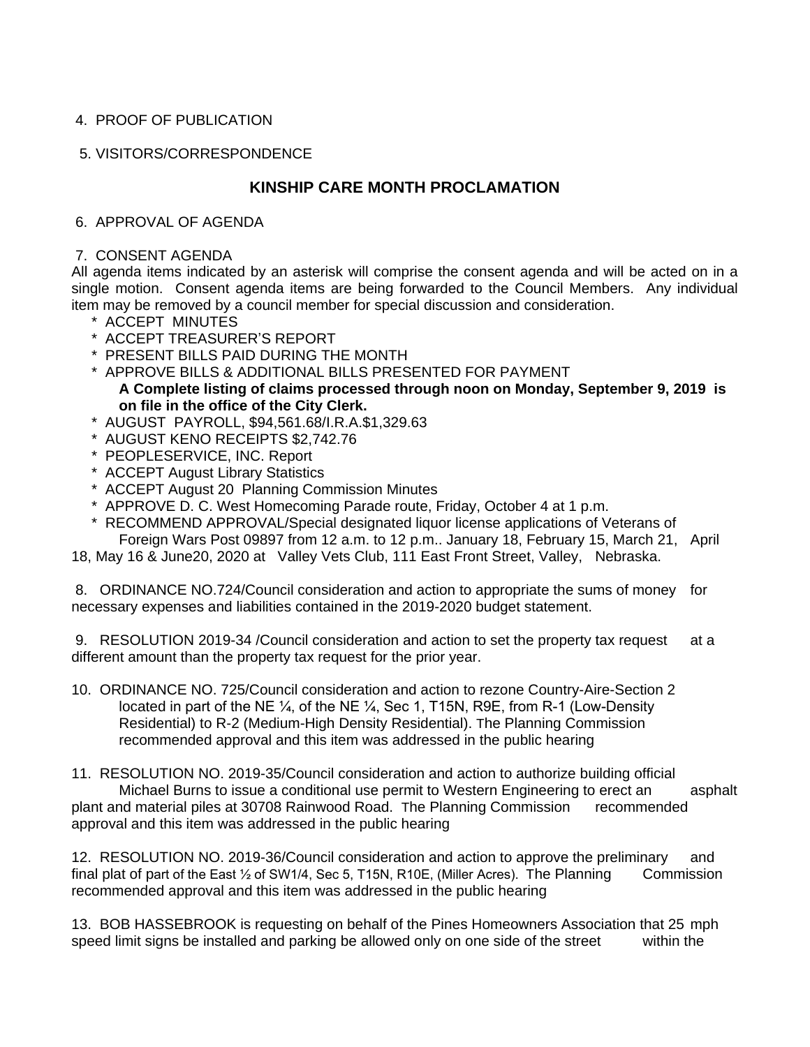4. PROOF OF PUBLICATION

5. VISITORS/CORRESPONDENCE

## KINSHIP CARE MONTH PROCLAMATION

6. APPROVAL OF AGENDA

7. CONSENT AGENDA

All agenda items indicated by an asterisk will comprise the consent agenda and will be acted on in a single motion. Consent agenda items are being forwarded to the Council Members. Any individual item may be removed by a council member for special discussion and consideration.

- \* ACCEPT MINUTES
- \* ACCEPT TREASURER'S REPORT
- \* PRESENT BILLS PAID DURING THE MONTH
- \* APPROVE BILLS & ADDITIONAL BILLS PRESENTED FOR PAYMENT
  **A Complete listing of claims processed through noon on Monday, September 9, 2019 is on file in the office of the City Clerk.**
- \* AUGUST PAYROLL, $94,561.68/I.R.A.$1,329.63
- \* AUGUST KENO RECEIPTS $2,742.76
- \* PEOPLESERVICE, INC. Report
- \* ACCEPT August Library Statistics
- \* ACCEPT August 20 Planning Commission Minutes
- \* APPROVE D. C. West Homecoming Parade route, Friday, October 4 at 1 p.m.
- \* RECOMMEND APPROVAL/Special designated liquor license applications of Veterans of Foreign Wars Post 09897 from 12 a.m. to 12 p.m.. January 18, February 15, March 21, April 18, May 16 & June20, 2020 at Valley Vets Club, 111 East Front Street, Valley, Nebraska.

8. ORDINANCE NO.724/Council consideration and action to appropriate the sums of money for necessary expenses and liabilities contained in the 2019-2020 budget statement.

9. RESOLUTION 2019-34 /Council consideration and action to set the property tax request at a different amount than the property tax request for the prior year.

10. ORDINANCE NO. 725/Council consideration and action to rezone Country-Aire-Section 2 located in part of the NE ¼, of the NE ¼, Sec 1, T15N, R9E, from R-1 (Low-Density Residential) to R-2 (Medium-High Density Residential). The Planning Commission recommended approval and this item was addressed in the public hearing

11. RESOLUTION NO. 2019-35/Council consideration and action to authorize building official Michael Burns to issue a conditional use permit to Western Engineering to erect an asphalt plant and material piles at 30708 Rainwood Road. The Planning Commission recommended approval and this item was addressed in the public hearing

12. RESOLUTION NO. 2019-36/Council consideration and action to approve the preliminary and final plat of part of the East ½ of SW1/4, Sec 5, T15N, R10E, (Miller Acres). The Planning Commission recommended approval and this item was addressed in the public hearing

13. BOB HASSEBROOK is requesting on behalf of the Pines Homeowners Association that 25 mph speed limit signs be installed and parking be allowed only on one side of the street within the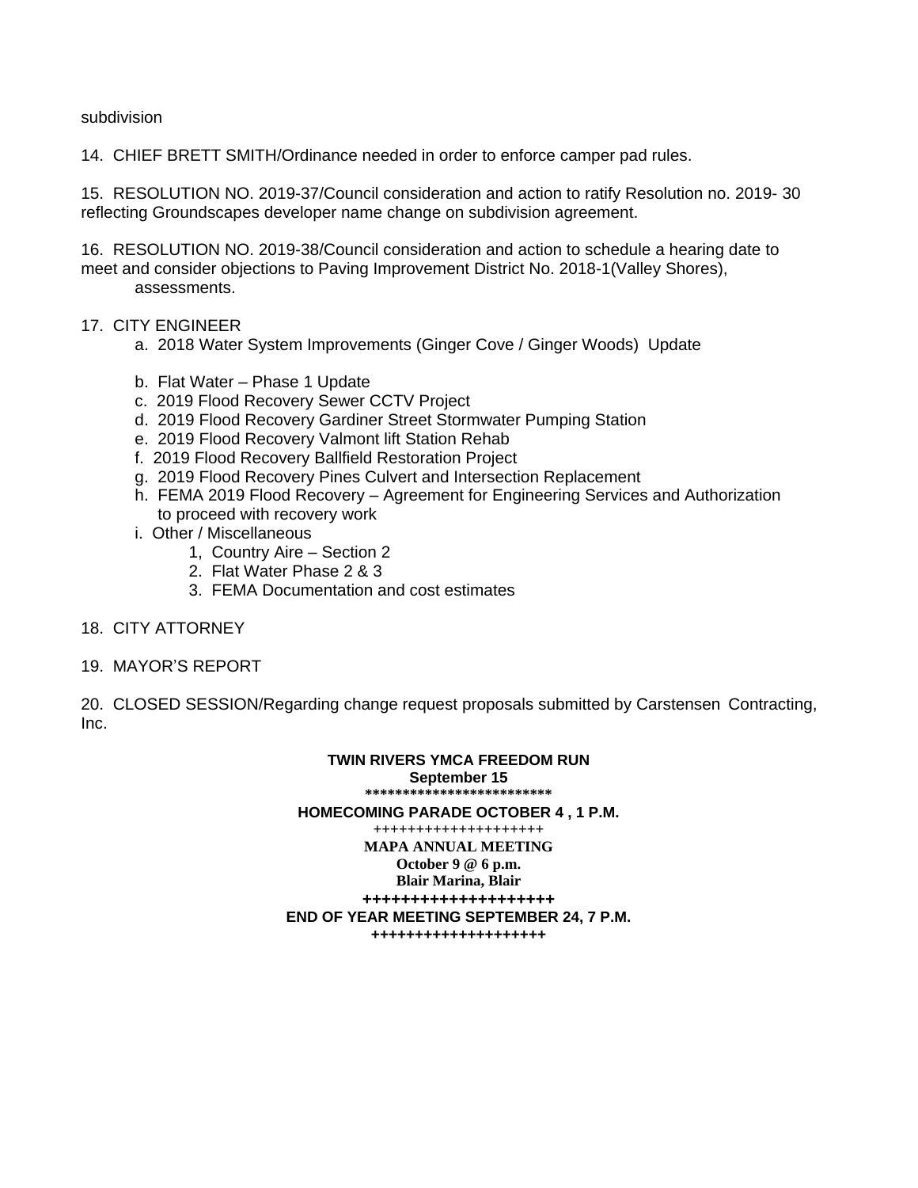subdivision

14. CHIEF BRETT SMITH/Ordinance needed in order to enforce camper pad rules.

15. RESOLUTION NO. 2019-37/Council consideration and action to ratify Resolution no. 2019- 30 reflecting Groundscapes developer name change on subdivision agreement.

16. RESOLUTION NO. 2019-38/Council consideration and action to schedule a hearing date to meet and consider objections to Paving Improvement District No. 2018-1(Valley Shores), assessments.

17. CITY ENGINEER

- a. 2018 Water System Improvements (Ginger Cove / Ginger Woods) Update
- b. Flat Water – Phase 1 Update
- c. 2019 Flood Recovery Sewer CCTV Project
- d. 2019 Flood Recovery Gardiner Street Stormwater Pumping Station
- e. 2019 Flood Recovery Valmont lift Station Rehab
- f. 2019 Flood Recovery Ballfield Restoration Project
- g. 2019 Flood Recovery Pines Culvert and Intersection Replacement
- h. FEMA 2019 Flood Recovery – Agreement for Engineering Services and Authorization to proceed with recovery work
- i. Other / Miscellaneous
  - 1, Country Aire – Section 2
  - 2. Flat Water Phase 2 & 3
  - 3. FEMA Documentation and cost estimates

18. CITY ATTORNEY

19. MAYOR'S REPORT

20. CLOSED SESSION/Regarding change request proposals submitted by Carstensen Contracting, Inc.

**TWIN RIVERS YMCA FREEDOM RUN**
**September 15**
**************************

**HOMECOMING PARADE OCTOBER 4 , 1 P.M.**
++++++++++++++++++++

**MAPA ANNUAL MEETING**
**October 9 @ 6 p.m.**
**Blair Marina, Blair**
**++++++++++++++++++++**

**END OF YEAR MEETING SEPTEMBER 24, 7 P.M.**
**++++++++++++++++++++**